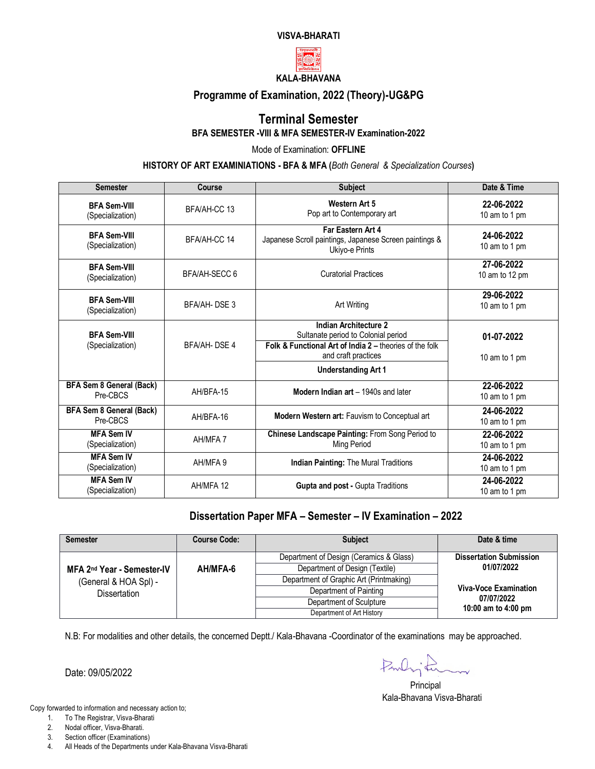**VISVA-BHARATI**

**KALA-BHAVANA**

## Programme of Examination, 2022 (Theory)-UG&PG

# Terminal Semester

**BFA SEMESTER -VIII & MFA SEMESTER-IV Examination-2022**

Mode of Examination: **OFFLINE**

**HISTORY OF ART EXAMINIATIONS - BFA & MFA (*Both General & Specialization Courses*)**

| Semester | Course | Subject | Date & Time |
|---|---|---|---|
| **BFA Sem-VIII** (Specialization) | BFA/AH-CC 13 | **Western Art 5** Pop art to Contemporary art | **22-06-2022** 10 am to 1 pm |
| **BFA Sem-VIII** (Specialization) | BFA/AH-CC 14 | **Far Eastern Art 4** Japanese Scroll paintings, Japanese Screen paintings & Ukiyo-e Prints | **24-06-2022** 10 am to 1 pm |
| **BFA Sem-VIII** (Specialization) | BFA/AH-SECC 6 | Curatorial Practices | **27-06-2022** 10 am to 12 pm |
| **BFA Sem-VIII** (Specialization) | BFA/AH- DSE 3 | Art Writing | **29-06-2022** 10 am to 1 pm |
| **BFA Sem-VIII** (Specialization) | BFA/AH- DSE 4 | **Indian Architecture 2** Sultanate period to Colonial period<br>**Folk & Functional Art of India 2 –** theories of the folk and craft practices<br>**Understanding Art 1** | **01-07-2022** 10 am to 1 pm |
| **BFA Sem 8 General (Back)** Pre-CBCS | AH/BFA-15 | **Modern Indian art** – 1940s and later | **22-06-2022** 10 am to 1 pm |
| **BFA Sem 8 General (Back)** Pre-CBCS | AH/BFA-16 | **Modern Western art:** Fauvism to Conceptual art | **24-06-2022** 10 am to 1 pm |
| **MFA Sem IV** (Specialization) | AH/MFA 7 | **Chinese Landscape Painting:** From Song Period to Ming Period | **22-06-2022** 10 am to 1 pm |
| **MFA Sem IV** (Specialization) | AH/MFA 9 | **Indian Painting:** The Mural Traditions | **24-06-2022** 10 am to 1 pm |
| **MFA Sem IV** (Specialization) | AH/MFA 12 | **Gupta and post -** Gupta Traditions | **24-06-2022** 10 am to 1 pm |

## Dissertation Paper MFA – Semester – IV Examination – 2022

| Semester | Course Code: | Subject | Date & time |
|---|---|---|---|
| **MFA 2nd Year - Semester-IV** (General & HOA Spl) - Dissertation | **AH/MFA-6** | Department of Design (Ceramics & Glass)<br>Department of Design (Textile)<br>Department of Graphic Art (Printmaking)<br>Department of Painting<br>Department of Sculpture<br>Department of Art History | **Dissertation Submission 01/07/2022**<br><br>**Viva-Voce Examination 07/07/2022 10:00 am to 4:00 pm** |

N.B: For modalities and other details, the concerned Deptt./ Kala-Bhavana -Coordinator of the examinations may be approached.

Date: 09/05/2022

Principal
Kala-Bhavana Visva-Bharati

Copy forwarded to information and necessary action to;

1. To The Registrar, Visva-Bharati
2. Nodal officer, Visva-Bharati.
3. Section officer (Examinations)
4. All Heads of the Departments under Kala-Bhavana Visva-Bharati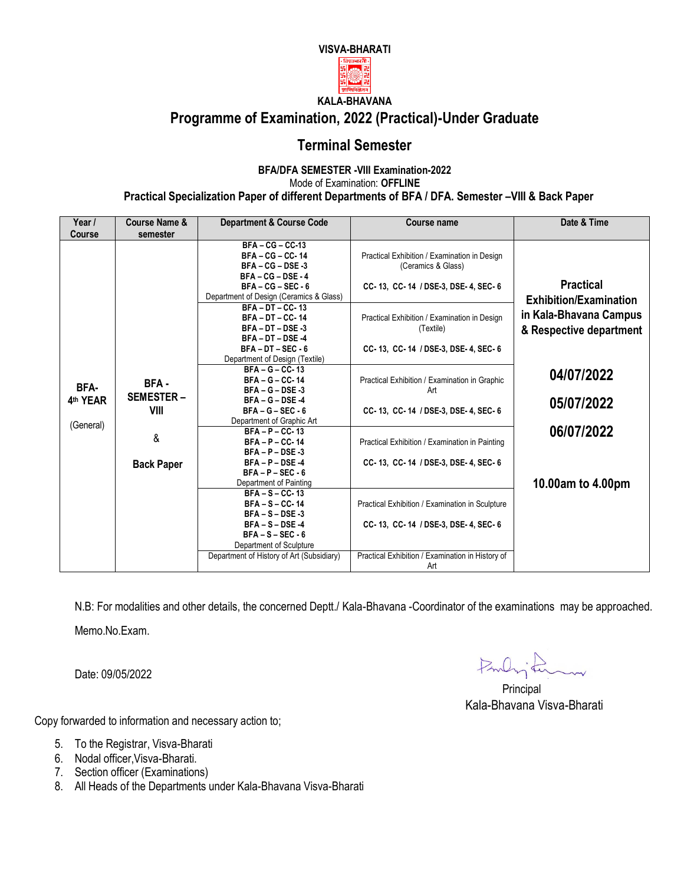**VISVA-BHARATI**

**KALA-BHAVANA**

# Programme of Examination, 2022 (Practical)-Under Graduate

## Terminal Semester

**BFA/DFA SEMESTER -VIII Examination-2022**

Mode of Examination: **OFFLINE**

**Practical Specialization Paper of different Departments of BFA / DFA. Semester –VIII & Back Paper**

| Year / Course | Course Name & semester | Department & Course Code | Course name | Date & Time |
|---|---|---|---|---|
| **BFA- 4th YEAR** (General) | **BFA - SEMESTER – VIII** & **Back Paper** | **BFA – CG – CC-13** **BFA – CG – CC- 14** **BFA – CG – DSE -3** **BFA – CG – DSE - 4** **BFA – CG – SEC - 6** Department of Design (Ceramics & Glass) | Practical Exhibition / Examination in Design (Ceramics & Glass) **CC- 13, CC- 14 / DSE-3, DSE- 4, SEC- 6** | **Practical Exhibition/Examination in Kala-Bhavana Campus & Respective department** **04/07/2022** **05/07/2022** **06/07/2022** **10.00am to 4.00pm** |
| | | **BFA – DT – CC- 13** **BFA – DT – CC- 14** **BFA – DT – DSE -3** **BFA – DT – DSE -4** **BFA – DT – SEC - 6** Department of Design (Textile) | Practical Exhibition / Examination in Design (Textile) **CC- 13, CC- 14 / DSE-3, DSE- 4, SEC- 6** | |
| | | **BFA – G – CC- 13** **BFA – G – CC- 14** **BFA – G – DSE -3** **BFA – G – DSE -4** **BFA – G – SEC - 6** Department of Graphic Art | Practical Exhibition / Examination in Graphic Art **CC- 13, CC- 14 / DSE-3, DSE- 4, SEC- 6** | |
| | | **BFA – P – CC- 13** **BFA – P – CC- 14** **BFA – P – DSE -3** **BFA – P – DSE -4** **BFA – P – SEC - 6** Department of Painting | Practical Exhibition / Examination in Painting **CC- 13, CC- 14 / DSE-3, DSE- 4, SEC- 6** | |
| | | **BFA – S – CC- 13** **BFA – S – CC- 14** **BFA – S – DSE -3** **BFA – S – DSE -4** **BFA – S – SEC - 6** Department of Sculpture | Practical Exhibition / Examination in Sculpture **CC- 13, CC- 14 / DSE-3, DSE- 4, SEC- 6** | |
| | | Department of History of Art (Subsidiary) | Practical Exhibition / Examination in History of Art | |

N.B: For modalities and other details, the concerned Deptt./ Kala-Bhavana -Coordinator of the examinations may be approached.

Memo.No.Exam.

Date: 09/05/2022

Principal
Kala-Bhavana Visva-Bharati

Copy forwarded to information and necessary action to;

5. To the Registrar, Visva-Bharati
6. Nodal officer,Visva-Bharati.
7. Section officer (Examinations)
8. All Heads of the Departments under Kala-Bhavana Visva-Bharati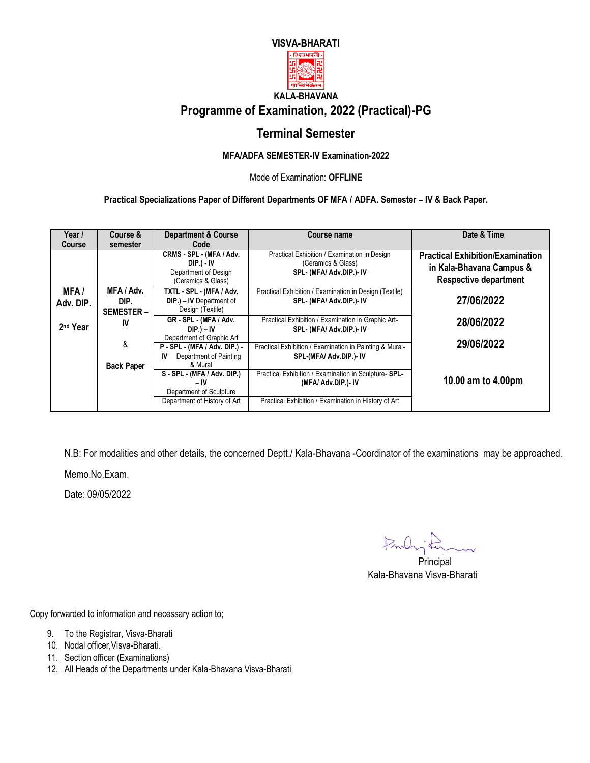# VISVA-BHARATI

KALA-BHAVANA

## Programme of Examination, 2022 (Practical)-PG

## Terminal Semester

### MFA/ADFA SEMESTER-IV Examination-2022

Mode of Examination: **OFFLINE**

**Practical Specializations Paper of Different Departments OF MFA / ADFA. Semester – IV & Back Paper.**

| Year / Course | Course & semester | Department & Course Code | Course name | Date & Time |
|---|---|---|---|---|
| **MFA / Adv. DIP.** **2nd Year** | **MFA / Adv. DIP. SEMESTER – IV** & **Back Paper** | **CRMS - SPL - (MFA / Adv. DIP.) - IV** Department of Design (Ceramics & Glass) | Practical Exhibition / Examination in Design (Ceramics & Glass) **SPL- (MFA/ Adv.DIP.)- IV** | **Practical Exhibition/Examination in Kala-Bhavana Campus & Respective department** **27/06/2022** **28/06/2022** **29/06/2022** **10.00 am to 4.00pm** |
| | | **TXTL - SPL - (MFA / Adv. DIP.) – IV** Department of Design (Textile) | Practical Exhibition / Examination in Design (Textile) **SPL- (MFA/ Adv.DIP.)- IV** | |
| | | **GR - SPL - (MFA / Adv. DIP.) – IV** Department of Graphic Art | Practical Exhibition / Examination in Graphic Art- **SPL- (MFA/ Adv.DIP.)- IV** | |
| | | **P - SPL - (MFA / Adv. DIP.) - IV** Department of Painting & Mural | Practical Exhibition / Examination in Painting & Mural- **SPL-(MFA/ Adv.DIP.)- IV** | |
| | | **S - SPL - (MFA / Adv. DIP.) – IV** Department of Sculpture | Practical Exhibition / Examination in Sculpture- **SPL- (MFA/ Adv.DIP.)- IV** | |
| | | Department of History of Art | Practical Exhibition / Examination in History of Art | |

N.B: For modalities and other details, the concerned Deptt./ Kala-Bhavana -Coordinator of the examinations may be approached.

Memo.No.Exam.

Date: 09/05/2022

Principal
Kala-Bhavana Visva-Bharati

Copy forwarded to information and necessary action to;

9. To the Registrar, Visva-Bharati
10. Nodal officer,Visva-Bharati.
11. Section officer (Examinations)
12. All Heads of the Departments under Kala-Bhavana Visva-Bharati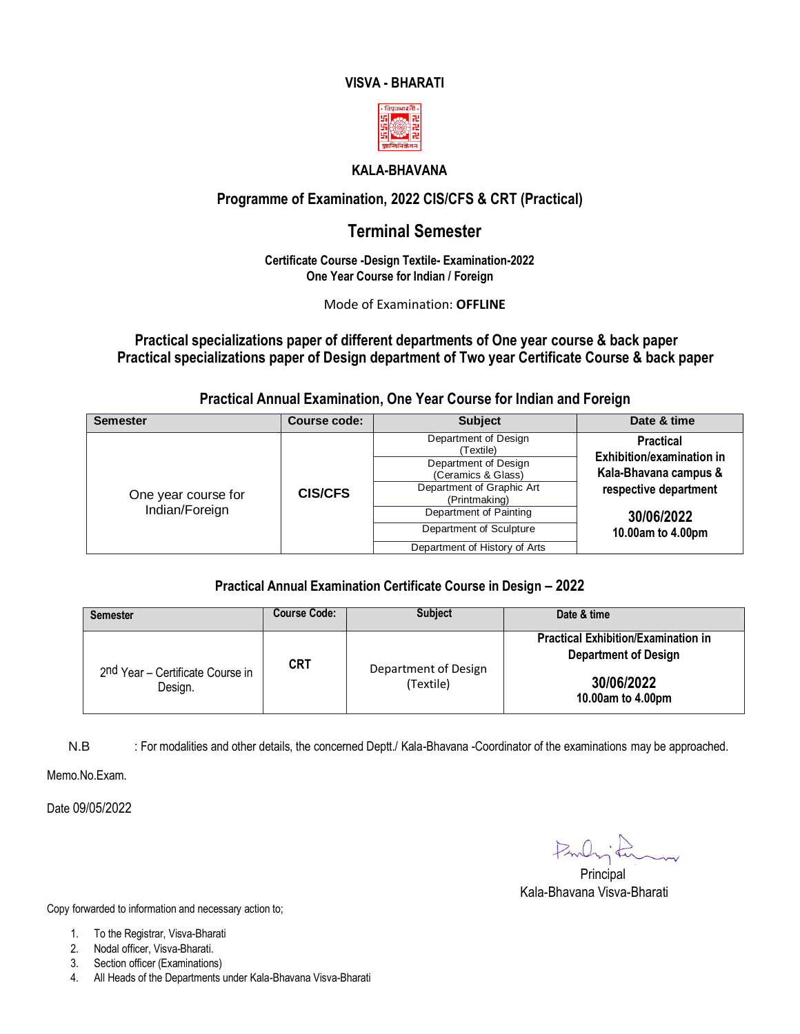**VISVA - BHARATI**

**KALA-BHAVANA**

## Programme of Examination, 2022 CIS/CFS & CRT (Practical)

## Terminal Semester

**Certificate Course -Design Textile- Examination-2022**
**One Year Course for Indian / Foreign**

Mode of Examination: **OFFLINE**

### Practical specializations paper of different departments of One year course & back paper
### Practical specializations paper of Design department of Two year Certificate Course & back paper

### Practical Annual Examination, One Year Course for Indian and Foreign

| Semester | Course code: | Subject | Date & time |
|---|---|---|---|
| One year course for Indian/Foreign | **CIS/CFS** | Department of Design (Textile) | **Practical Exhibition/examination in Kala-Bhavana campus & respective department** **30/06/2022** **10.00am to 4.00pm** |
| | | Department of Design (Ceramics & Glass) | |
| | | Department of Graphic Art (Printmaking) | |
| | | Department of Painting | |
| | | Department of Sculpture | |
| | | Department of History of Arts | |

### Practical Annual Examination Certificate Course in Design – 2022

| Semester | Course Code: | Subject | Date & time |
|---|---|---|---|
| 2nd Year – Certificate Course in Design. | **CRT** | Department of Design (Textile) | **Practical Exhibition/Examination in Department of Design** **30/06/2022** **10.00am to 4.00pm** |

N.B : For modalities and other details, the concerned Deptt./ Kala-Bhavana -Coordinator of the examinations may be approached.

Memo.No.Exam.

Date 09/05/2022

Principal
Kala-Bhavana Visva-Bharati

Copy forwarded to information and necessary action to;

1. To the Registrar, Visva-Bharati
2. Nodal officer, Visva-Bharati.
3. Section officer (Examinations)
4. All Heads of the Departments under Kala-Bhavana Visva-Bharati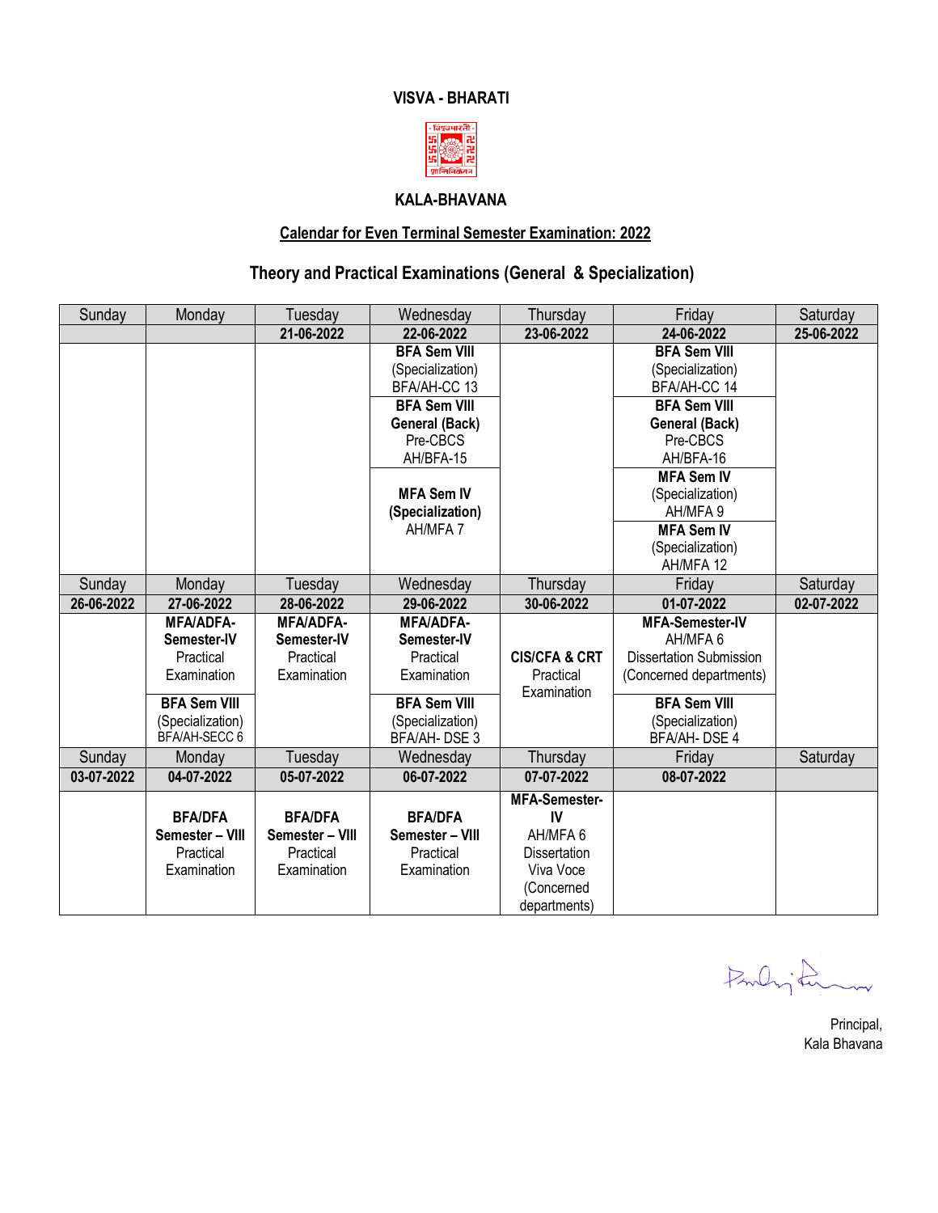**VISVA - BHARATI**

**KALA-BHAVANA**

**Calendar for Even Terminal Semester Examination: 2022**

## Theory and Practical Examinations (General & Specialization)

| Sunday | Monday | Tuesday | Wednesday | Thursday | Friday | Saturday |
|---|---|---|---|---|---|---|
| | | **21-06-2022** | **22-06-2022** | **23-06-2022** | **24-06-2022** | **25-06-2022** |
| | | | **BFA Sem VIII** (Specialization) BFA/AH-CC 13<br>**BFA Sem VIII General (Back)** Pre-CBCS AH/BFA-15<br>**MFA Sem IV (Specialization)** AH/MFA 7 | | **BFA Sem VIII** (Specialization) BFA/AH-CC 14<br>**BFA Sem VIII General (Back)** Pre-CBCS AH/BFA-16<br>**MFA Sem IV** (Specialization) AH/MFA 9<br>**MFA Sem IV** (Specialization) AH/MFA 12 | |
| Sunday | Monday | Tuesday | Wednesday | Thursday | Friday | Saturday |
| **26-06-2022** | **27-06-2022** | **28-06-2022** | **29-06-2022** | **30-06-2022** | **01-07-2022** | **02-07-2022** |
| | **MFA/ADFA-Semester-IV** Practical Examination<br>**BFA Sem VIII** (Specialization) BFA/AH-SECC 6 | **MFA/ADFA-Semester-IV** Practical Examination | **MFA/ADFA-Semester-IV** Practical Examination<br>**BFA Sem VIII** (Specialization) BFA/AH- DSE 3 | **CIS/CFA & CRT** Practical Examination | **MFA-Semester-IV** AH/MFA 6 Dissertation Submission (Concerned departments)<br>**BFA Sem VIII** (Specialization) BFA/AH- DSE 4 | |
| Sunday | Monday | Tuesday | Wednesday | Thursday | Friday | Saturday |
| **03-07-2022** | **04-07-2022** | **05-07-2022** | **06-07-2022** | **07-07-2022** | **08-07-2022** | |
| | **BFA/DFA Semester – VIII** Practical Examination | **BFA/DFA Semester – VIII** Practical Examination | **BFA/DFA Semester – VIII** Practical Examination | **MFA-Semester-IV** AH/MFA 6 Dissertation Viva Voce (Concerned departments) | | |

Principal,
Kala Bhavana